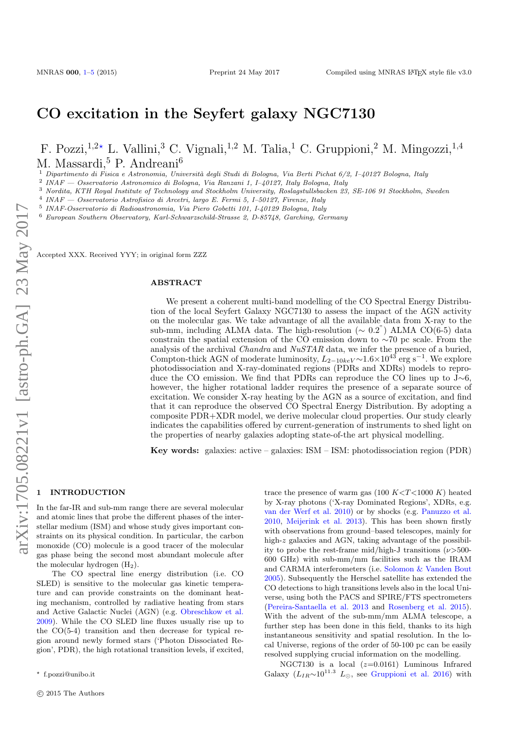# CO excitation in the Seyfert galaxy NGC7130

F. Pozzi,[1,2⋆] L. Vallini,[3] C. Vignali,[1,2] M. Talia,[1] C. Gruppioni,[2] M. Mingozzi,[1,4] M. Massardi,[5] P. Andreani[6]

[1] Dipartimento di Fisica e Astronomia, Università degli Studi di Bologna, Via Berti Pichat 6/2, I–40127 Bologna, Italy
[2] INAF — Osservatorio Astronomico di Bologna, Via Ranzani 1, I–40127, Italy Bologna, Italy
[3] Nordita, KTH Royal Institute of Technology and Stockholm University, Roslagstullsbacken 23, SE-106 91 Stockholm, Sweden
[4] INAF — Osservatorio Astrofisico di Arcetri, largo E. Fermi 5, I–50127, Firenze, Italy
[5] INAF-Osservatorio di Radioastronomia, Via Piero Gobetti 101, I-40129 Bologna, Italy
[6] European Southern Observatory, Karl-Schwarzschild-Strasse 2, D-85748, Garching, Germany

Accepted XXX. Received YYY; in original form ZZZ

## ABSTRACT

We present a coherent multi-band modelling of the CO Spectral Energy Distribution of the local Seyfert Galaxy NGC7130 to assess the impact of the AGN activity on the molecular gas. We take advantage of all the available data from X-ray to the sub-mm, including ALMA data. The high-resolution ($\sim 0.2''$) ALMA CO(6-5) data constrain the spatial extension of the CO emission down to $\sim$70 pc scale. From the analysis of the archival *Chandra* and *NuSTAR* data, we infer the presence of a buried, Compton-thick AGN of moderate luminosity, $L_{2-10keV}\sim1.6\times10^{43}$ erg s$^{-1}$. We explore photodissociation and X-ray-dominated regions (PDRs and XDRs) models to reproduce the CO emission. We find that PDRs can reproduce the CO lines up to J$\sim$6, however, the higher rotational ladder requires the presence of a separate source of excitation. We consider X-ray heating by the AGN as a source of excitation, and find that it can reproduce the observed CO Spectral Energy Distribution. By adopting a composite PDR+XDR model, we derive molecular cloud properties. Our study clearly indicates the capabilities offered by current-generation of instruments to shed light on the properties of nearby galaxies adopting state-of-the art physical modelling.

**Key words:** galaxies: active – galaxies: ISM – ISM: photodissociation region (PDR)

## 1 INTRODUCTION

In the far-IR and sub-mm range there are several molecular and atomic lines that probe the different phases of the interstellar medium (ISM) and whose study gives important constraints on its physical condition. In particular, the carbon monoxide (CO) molecule is a good tracer of the molecular gas phase being the second most abundant molecule after the molecular hydrogen ($H_2$).

The CO spectral line energy distribution (i.e. CO SLED) is sensitive to the molecular gas kinetic temperature and can provide constraints on the dominant heating mechanism, controlled by radiative heating from stars and Active Galactic Nuclei (AGN) (e.g. Obreschkow et al. 2009). While the CO SLED line fluxes usually rise up to the CO(5-4) transition and then decrease for typical region around newly formed stars ('Photon Dissociated Region', PDR), the high rotational transition levels, if excited, trace the presence of warm gas (100 $K<T<1000$ $K$) heated by X-ray photons ('X-ray Dominated Regions', XDRs, e.g. van der Werf et al. 2010) or by shocks (e.g. Panuzzo et al. 2010, Meijerink et al. 2013). This has been shown firstly with observations from ground–based telescopes, mainly for high-$z$ galaxies and AGN, taking advantage of the possibility to probe the rest-frame mid/high-J transitions ($\nu>$500-600 GHz) with sub-mm/mm facilities such as the IRAM and CARMA interferometers (i.e. Solomon & Vanden Bout 2005). Subsequently the Herschel satellite has extended the CO detections to high transitions levels also in the local Universe, using both the PACS and SPIRE/FTS spectrometers (Pereira-Santaella et al. 2013 and Rosenberg et al. 2015). With the advent of the sub-mm/mm ALMA telescope, a further step has been done in this field, thanks to its high instantaneous sensitivity and spatial resolution. In the local Universe, regions of the order of 50-100 pc can be easily resolved supplying crucial information on the modelling.

NGC7130 is a local ($z$=0.0161) Luminous Infrared Galaxy ($L_{IR}\sim10^{11.3}$ $L_\odot$, see Gruppioni et al. 2016) with

⋆ f.pozzi@unibo.it

© 2015 The Authors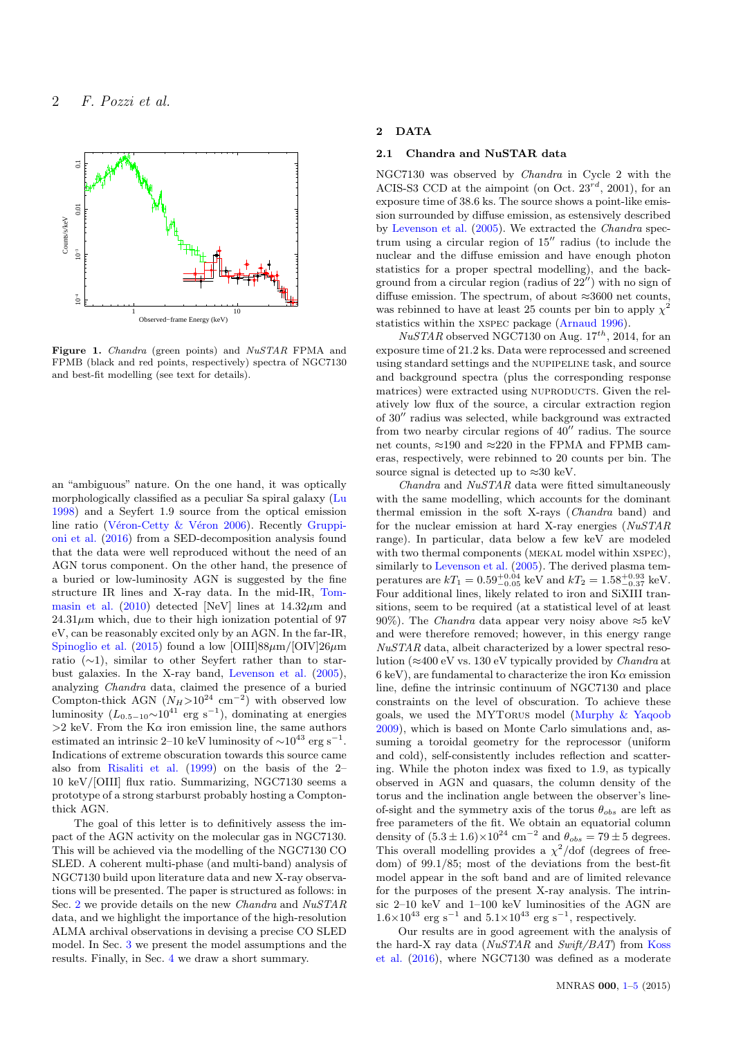**Figure 1.** *Chandra* (green points) and *NuSTAR* FPMA and FPMB (black and red points, respectively) spectra of NGC7130 and best-fit modelling (see text for details).

an "ambiguous" nature. On the one hand, it was optically morphologically classified as a peculiar Sa spiral galaxy (Lu 1998) and a Seyfert 1.9 source from the optical emission line ratio (Véron-Cetty & Véron 2006). Recently Gruppioni et al. (2016) from a SED-decomposition analysis found that the data were well reproduced without the need of an AGN torus component. On the other hand, the presence of a buried or low-luminosity AGN is suggested by the fine structure IR lines and X-ray data. In the mid-IR, Tommasin et al. (2010) detected [NeV] lines at 14.32$\mu$m and 24.31$\mu$m which, due to their high ionization potential of 97 eV, can be reasonably excited only by an AGN. In the far-IR, Spinoglio et al. (2015) found a low [OIII]88$\mu$m/[OIV]26$\mu$m ratio ($\sim$1), similar to other Seyfert rather than to starburst galaxies. In the X-ray band, Levenson et al. (2005), analyzing *Chandra* data, claimed the presence of a buried Compton-thick AGN ($N_H$>$10^{24}$ cm$^{-2}$) with observed low luminosity ($L_{0.5-10}$$\sim$$10^{41}$ erg s$^{-1}$), dominating at energies >2 keV. From the K$\alpha$ iron emission line, the same authors estimated an intrinsic 2–10 keV luminosity of $\sim$$10^{43}$ erg s$^{-1}$. Indications of extreme obscuration towards this source came also from Risaliti et al. (1999) on the basis of the 2–10 keV/[OIII] flux ratio. Summarizing, NGC7130 seems a prototype of a strong starburst probably hosting a Compton-thick AGN.

The goal of this letter is to definitively assess the impact of the AGN activity on the molecular gas in NGC7130. This will be achieved via the modelling of the NGC7130 CO SLED. A coherent multi-phase (and multi-band) analysis of NGC7130 build upon literature data and new X-ray observations will be presented. The paper is structured as follows: in Sec. 2 we provide details on the new *Chandra* and *NuSTAR* data, and we highlight the importance of the high-resolution ALMA archival observations in devising a precise CO SLED model. In Sec. 3 we present the model assumptions and the results. Finally, in Sec. 4 we draw a short summary.

## 2 DATA

### 2.1 Chandra and NuSTAR data

NGC7130 was observed by *Chandra* in Cycle 2 with the ACIS-S3 CCD at the aimpoint (on Oct. 23$^{rd}$, 2001), for an exposure time of 38.6 ks. The source shows a point-like emission surrounded by diffuse emission, as estensively described by Levenson et al. (2005). We extracted the *Chandra* spectrum using a circular region of 15$''$ radius (to include the nuclear and the diffuse emission and have enough photon statistics for a proper spectral modelling), and the background from a circular region (radius of 22$''$) with no sign of diffuse emission. The spectrum, of about $\approx$3600 net counts, was rebinned to have at least 25 counts per bin to apply $\chi^2$ statistics within the XSPEC package (Arnaud 1996).

*NuSTAR* observed NGC7130 on Aug. 17$^{th}$, 2014, for an exposure time of 21.2 ks. Data were reprocessed and screened using standard settings and the NUPIPELINE task, and source and background spectra (plus the corresponding response matrices) were extracted using NUPRODUCTS. Given the relatively low flux of the source, a circular extraction region of 30$''$ radius was selected, while background was extracted from two nearby circular regions of 40$''$ radius. The source net counts, $\approx$190 and $\approx$220 in the FPMA and FPMB cameras, respectively, were rebinned to 20 counts per bin. The source signal is detected up to $\approx$30 keV.

*Chandra* and *NuSTAR* data were fitted simultaneously with the same modelling, which accounts for the dominant thermal emission in the soft X-rays (*Chandra* band) and for the nuclear emission at hard X-ray energies (*NuSTAR* range). In particular, data below a few keV are modeled with two thermal components (MEKAL model within XSPEC), similarly to Levenson et al. (2005). The derived plasma temperatures are $kT_1 = 0.59^{+0.04}_{-0.05}$ keV and $kT_2 = 1.58^{+0.93}_{-0.37}$ keV. Four additional lines, likely related to iron and SiXIII transitions, seem to be required (at a statistical level of at least 90%). The *Chandra* data appear very noisy above $\approx$5 keV and were therefore removed; however, in this energy range *NuSTAR* data, albeit characterized by a lower spectral resolution ($\approx$400 eV vs. 130 eV typically provided by *Chandra* at 6 keV), are fundamental to characterize the iron K$\alpha$ emission line, define the intrinsic continuum of NGC7130 and place constraints on the level of obscuration. To achieve these goals, we used the MYTORUS model (Murphy & Yaqoob 2009), which is based on Monte Carlo simulations and, assuming a toroidal geometry for the reprocessor (uniform and cold), self-consistently includes reflection and scattering. While the photon index was fixed to 1.9, as typically observed in AGN and quasars, the column density of the torus and the inclination angle between the observer's line-of-sight and the symmetry axis of the torus $\theta_{obs}$ are left as free parameters of the fit. We obtain an equatorial column density of $(5.3 \pm 1.6) \times 10^{24}$ cm$^{-2}$ and $\theta_{obs} = 79 \pm 5$ degrees. This overall modelling provides a $\chi^2$/dof (degrees of freedom) of 99.1/85; most of the deviations from the best-fit model appear in the soft band and are of limited relevance for the purposes of the present X-ray analysis. The intrinsic 2–10 keV and 1–100 keV luminosities of the AGN are $1.6 \times 10^{43}$ erg s$^{-1}$ and $5.1 \times 10^{43}$ erg s$^{-1}$, respectively.

Our results are in good agreement with the analysis of the hard-X ray data (*NuSTAR* and *Swift/BAT*) from Koss et al. (2016), where NGC7130 was defined as a moderate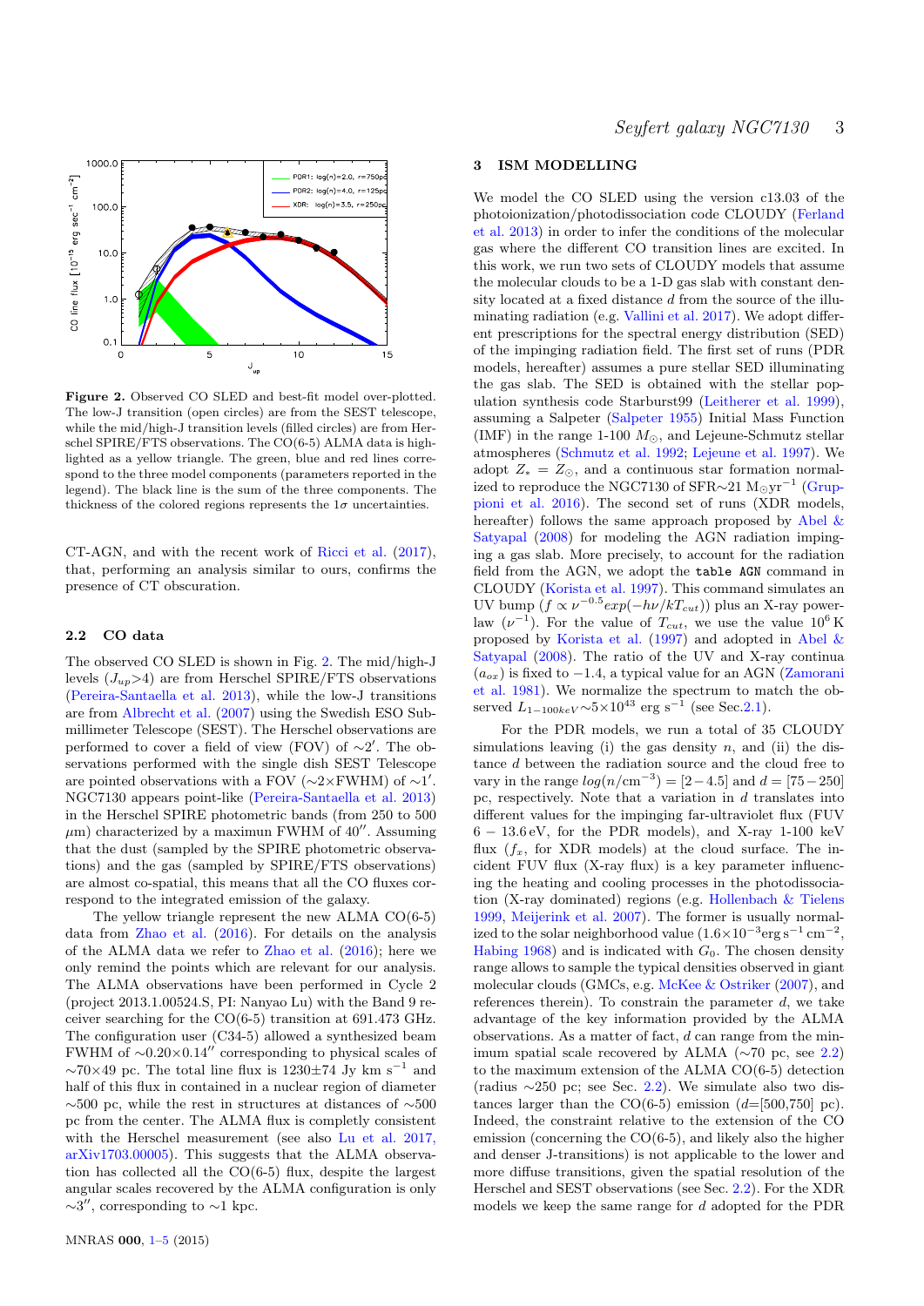**Figure 2.** Observed CO SLED and best-fit model over-plotted. The low-J transition (open circles) are from the SEST telescope, while the mid/high-J transition levels (filled circles) are from Herschel SPIRE/FTS observations. The CO(6-5) ALMA data is highlighted as a yellow triangle. The green, blue and red lines correspond to the three model components (parameters reported in the legend). The black line is the sum of the three components. The thickness of the colored regions represents the $1\sigma$ uncertainties.

CT-AGN, and with the recent work of Ricci et al. (2017), that, performing an analysis similar to ours, confirms the presence of CT obscuration.

### 2.2 CO data

The observed CO SLED is shown in Fig. 2. The mid/high-J levels ($J_{up}$>4) are from Herschel SPIRE/FTS observations (Pereira-Santaella et al. 2013), while the low-J transitions are from Albrecht et al. (2007) using the Swedish ESO Submillimeter Telescope (SEST). The Herschel observations are performed to cover a field of view (FOV) of $\sim 2'$. The observations performed with the single dish SEST Telescope are pointed observations with a FOV ($\sim$2×FWHM) of $\sim 1'$. NGC7130 appears point-like (Pereira-Santaella et al. 2013) in the Herschel SPIRE photometric bands (from 250 to 500 $\mu$m) characterized by a maximum FWHM of $40''$. Assuming that the dust (sampled by the SPIRE photometric observations) and the gas (sampled by SPIRE/FTS observations) are almost co-spatial, this means that all the CO fluxes correspond to the integrated emission of the galaxy.

The yellow triangle represent the new ALMA CO(6-5) data from Zhao et al. (2016). For details on the analysis of the ALMA data we refer to Zhao et al. (2016); here we only remind the points which are relevant for our analysis. The ALMA observations have been performed in Cycle 2 (project 2013.1.00524.S, PI: Nanyao Lu) with the Band 9 receiver searching for the CO(6-5) transition at 691.473 GHz. The configuration user (C34-5) allowed a synthesized beam FWHM of $\sim 0.20 \times 0.14''$ corresponding to physical scales of $\sim 70 \times 49$ pc. The total line flux is 1230±74 Jy km s$^{-1}$ and half of this flux in contained in a nuclear region of diameter $\sim$500 pc, while the rest in structures at distances of $\sim$500 pc from the center. The ALMA flux is completly consistent with the Herschel measurement (see also Lu et al. 2017, arXiv1703.00005). This suggests that the ALMA observation has collected all the CO(6-5) flux, despite the largest angular scales recovered by the ALMA configuration is only $\sim 3''$, corresponding to $\sim$1 kpc.

## 3 ISM MODELLING

We model the CO SLED using the version c13.03 of the photoionization/photodissociation code CLOUDY (Ferland et al. 2013) in order to infer the conditions of the molecular gas where the different CO transition lines are excited. In this work, we run two sets of CLOUDY models that assume the molecular clouds to be a 1-D gas slab with constant density located at a fixed distance $d$ from the source of the illuminating radiation (e.g. Vallini et al. 2017). We adopt different prescriptions for the spectral energy distribution (SED) of the impinging radiation field. The first set of runs (PDR models, hereafter) assumes a pure stellar SED illuminating the gas slab. The SED is obtained with the stellar population synthesis code Starburst99 (Leitherer et al. 1999), assuming a Salpeter (Salpeter 1955) Initial Mass Function (IMF) in the range 1-100 $M_{\odot}$, and Lejeune-Schmutz stellar atmospheres (Schmutz et al. 1992; Lejeune et al. 1997). We adopt $Z_{*} = Z_{\odot}$, and a continuous star formation normalized to reproduce the NGC7130 of SFR$\sim$21 M$_{\odot}$yr$^{-1}$ (Gruppioni et al. 2016). The second set of runs (XDR models, hereafter) follows the same approach proposed by Abel & Satyapal (2008) for modeling the AGN radiation impinging a gas slab. More precisely, to account for the radiation field from the AGN, we adopt the `table AGN` command in CLOUDY (Korista et al. 1997). This command simulates an UV bump ($f \propto \nu^{-0.5} exp(-h\nu/kT_{cut})$) plus an X-ray power-law ($\nu^{-1}$). For the value of $T_{cut}$, we use the value $10^6$ K proposed by Korista et al. (1997) and adopted in Abel & Satyapal (2008). The ratio of the UV and X-ray continua ($a_{ox}$) is fixed to $-1.4$, a typical value for an AGN (Zamorani et al. 1981). We normalize the spectrum to match the observed $L_{1-100keV} \sim 5 \times 10^{43}$ erg s$^{-1}$ (see Sec.2.1).

For the PDR models, we run a total of 35 CLOUDY simulations leaving (i) the gas density $n$, and (ii) the distance $d$ between the radiation source and the cloud free to vary in the range $log(n/\mathrm{cm}^{-3}) = [2-4.5]$ and $d = [75-250]$ pc, respectively. Note that a variation in $d$ translates into different values for the impinging far-ultraviolet flux (FUV $6-13.6$ eV, for the PDR models), and X-ray 1-100 keV flux ($f_x$, for XDR models) at the cloud surface. The incident FUV flux (X-ray flux) is a key parameter influencing the heating and cooling processes in the photodissociation (X-ray dominated) regions (e.g. Hollenbach & Tielens 1999, Meijerink et al. 2007). The former is usually normalized to the solar neighborhood value ($1.6 \times 10^{-3}$erg s$^{-1}$ cm$^{-2}$, Habing 1968) and is indicated with $G_0$. The chosen density range allows to sample the typical densities observed in giant molecular clouds (GMCs, e.g. McKee & Ostriker (2007), and references therein). To constrain the parameter $d$, we take advantage of the key information provided by the ALMA observations. As a matter of fact, $d$ can range from the minimum spatial scale recovered by ALMA ($\sim$70 pc, see 2.2) to the maximum extension of the ALMA CO(6-5) detection (radius $\sim$250 pc; see Sec. 2.2). We simulate also two distances larger than the CO(6-5) emission ($d$=[500,750] pc). Indeed, the constraint relative to the extension of the CO emission (concerning the CO(6-5), and likely also the higher and denser J-transitions) is not applicable to the lower and more diffuse transitions, given the spatial resolution of the Herschel and SEST observations (see Sec. 2.2). For the XDR models we keep the same range for $d$ adopted for the PDR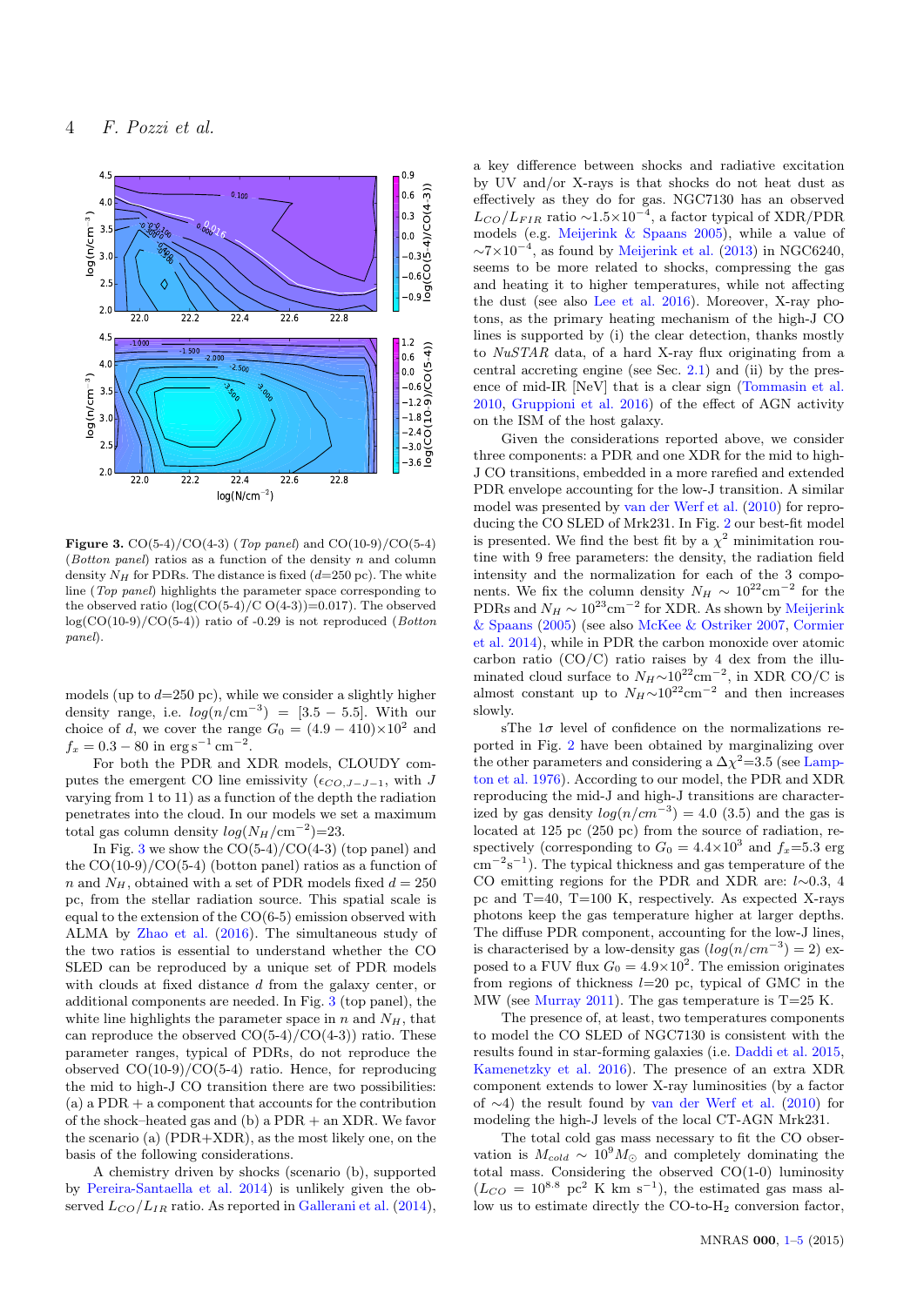**Figure 3.** CO(5-4)/CO(4-3) (*Top panel*) and CO(10-9)/CO(5-4) (*Botton panel*) ratios as a function of the density $n$ and column density $N_H$ for PDRs. The distance is fixed ($d$=250 pc). The white line (*Top panel*) highlights the parameter space corresponding to the observed ratio (log(CO(5-4)/C O(4-3))=0.017). The observed log(CO(10-9)/CO(5-4)) ratio of -0.29 is not reproduced (*Botton panel*).

models (up to $d$=250 pc), while we consider a slightly higher density range, i.e. $log(n/\mathrm{cm}^{-3})$ = [3.5 − 5.5]. With our choice of $d$, we cover the range $G_0$ = (4.9 − 410)×$10^2$ and $f_x$ = 0.3 − 80 in erg s$^{-1}$ cm$^{-2}$.

For both the PDR and XDR models, CLOUDY computes the emergent CO line emissivity ($\epsilon_{CO,J-J-1}$, with $J$ varying from 1 to 11) as a function of the depth the radiation penetrates into the cloud. In our models we set a maximum total gas column density $log(N_H/\mathrm{cm}^{-2})$=23.

In Fig. 3 we show the CO(5-4)/CO(4-3) (top panel) and the CO(10-9)/CO(5-4) (botton panel) ratios as a function of $n$ and $N_H$, obtained with a set of PDR models fixed $d$ = 250 pc, from the stellar radiation source. This spatial scale is equal to the extension of the CO(6-5) emission observed with ALMA by Zhao et al. (2016). The simultaneous study of the two ratios is essential to understand whether the CO SLED can be reproduced by a unique set of PDR models with clouds at fixed distance $d$ from the galaxy center, or additional components are needed. In Fig. 3 (top panel), the white line highlights the parameter space in $n$ and $N_H$, that can reproduce the observed CO(5-4)/CO(4-3)) ratio. These parameter ranges, typical of PDRs, do not reproduce the observed CO(10-9)/CO(5-4) ratio. Hence, for reproducing the mid to high-J CO transition there are two possibilities: (a) a PDR + a component that accounts for the contribution of the shock–heated gas and (b) a PDR + an XDR. We favor the scenario (a) (PDR+XDR), as the most likely one, on the basis of the following considerations.

A chemistry driven by shocks (scenario (b), supported by Pereira-Santaella et al. 2014) is unlikely given the observed $L_{CO}/L_{IR}$ ratio. As reported in Gallerani et al. (2014), a key difference between shocks and radiative excitation by UV and/or X-rays is that shocks do not heat dust as effectively as they do for gas. NGC7130 has an observed $L_{CO}/L_{FIR}$ ratio ∼$1.5{\times}10^{-4}$, a factor typical of XDR/PDR models (e.g. Meijerink & Spaans 2005), while a value of ∼$7{\times}10^{-4}$, as found by Meijerink et al. (2013) in NGC6240, seems to be more related to shocks, compressing the gas and heating it to higher temperatures, while not affecting the dust (see also Lee et al. 2016). Moreover, X-ray photons, as the primary heating mechanism of the high-J CO lines is supported by (i) the clear detection, thanks mostly to *NuSTAR* data, of a hard X-ray flux originating from a central accreting engine (see Sec. 2.1) and (ii) by the presence of mid-IR [NeV] that is a clear sign (Tommasin et al. 2010, Gruppioni et al. 2016) of the effect of AGN activity on the ISM of the host galaxy.

Given the considerations reported above, we consider three components: a PDR and one XDR for the mid to high-J CO transitions, embedded in a more rarefied and extended PDR envelope accounting for the low-J transition. A similar model was presented by van der Werf et al. (2010) for reproducing the CO SLED of Mrk231. In Fig. 2 our best-fit model is presented. We find the best fit by a $\chi^2$ minimitation routine with 9 free parameters: the density, the radiation field intensity and the normalization for each of the 3 components. We fix the column density $N_H$ ∼ $10^{22}$cm$^{-2}$ for the PDRs and $N_H$ ∼ $10^{23}$cm$^{-2}$ for XDR. As shown by Meijerink & Spaans (2005) (see also McKee & Ostriker 2007, Cormier et al. 2014), while in PDR the carbon monoxide over atomic carbon ratio (CO/C) ratio raises by 4 dex from the illuminated cloud surface to $N_H$∼$10^{22}$cm$^{-2}$, in XDR CO/C is almost constant up to $N_H$∼$10^{22}$cm$^{-2}$ and then increases slowly.

sThe 1$\sigma$ level of confidence on the normalizations reported in Fig. 2 have been obtained by marginalizing over the other parameters and considering a $\Delta\chi^2$=3.5 (see Lampton et al. 1976). According to our model, the PDR and XDR reproducing the mid-J and high-J transitions are characterized by gas density $log(n/cm^{-3})$ = 4.0 (3.5) and the gas is located at 125 pc (250 pc) from the source of radiation, respectively (corresponding to $G_0$ = $4.4{\times}10^3$ and $f_x$=5.3 erg cm$^{-2}$s$^{-1}$). The typical thickness and gas temperature of the CO emitting regions for the PDR and XDR are: $l$∼0.3, 4 pc and T=40, T=100 K, respectively. As expected X-rays photons keep the gas temperature higher at larger depths. The diffuse PDR component, accounting for the low-J lines, is characterised by a low-density gas ($log(n/cm^{-3})$ = 2) exposed to a FUV flux $G_0$ = $4.9{\times}10^2$. The emission originates from regions of thickness $l$=20 pc, typical of GMC in the MW (see Murray 2011). The gas temperature is T=25 K.

The presence of, at least, two temperatures components to model the CO SLED of NGC7130 is consistent with the results found in star-forming galaxies (i.e. Daddi et al. 2015, Kamenetzky et al. 2016). The presence of an extra XDR component extends to lower X-ray luminosities (by a factor of ∼4) the result found by van der Werf et al. (2010) for modeling the high-J levels of the local CT-AGN Mrk231.

The total cold gas mass necessary to fit the CO observation is $M_{cold}$ ∼ $10^9 M_\odot$ and completely dominating the total mass. Considering the observed CO(1-0) luminosity ($L_{CO}$ = $10^{8.8}$ pc$^2$ K km s$^{-1}$), the estimated gas mass allow us to estimate directly the CO-to-$H_2$ conversion factor,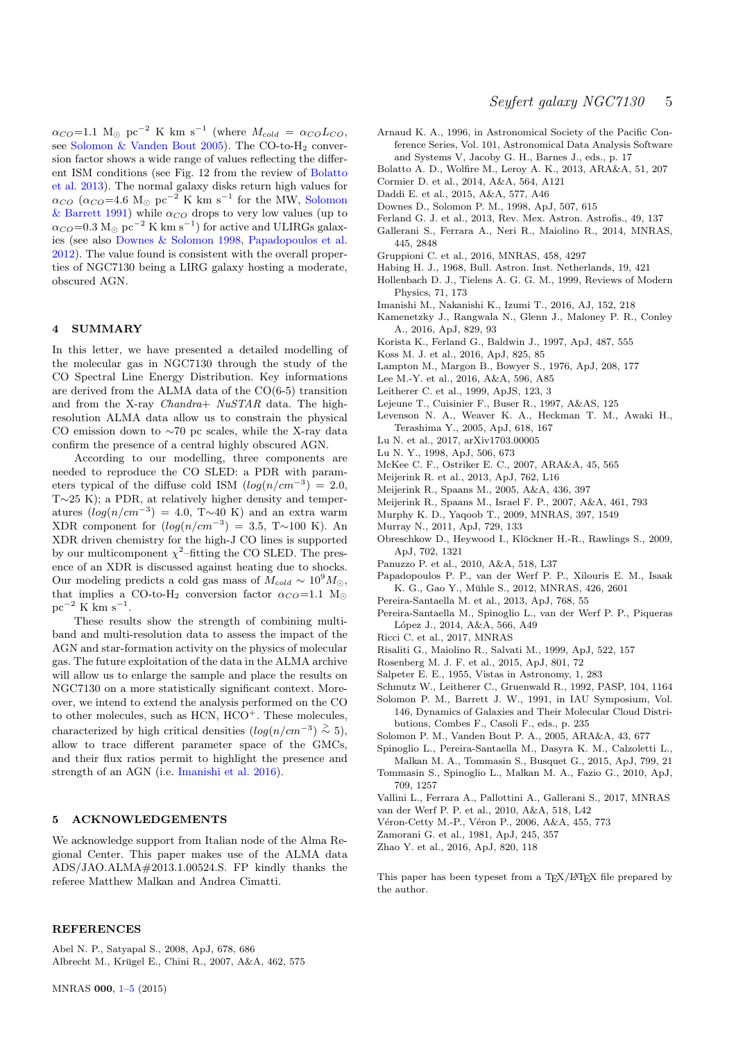$\alpha_{CO}$=1.1 M$_\odot$ pc$^{-2}$ K km s$^{-1}$ (where $M_{cold}$ = $\alpha_{CO}L_{CO}$, see Solomon & Vanden Bout 2005). The CO-to-H$_2$ conversion factor shows a wide range of values reflecting the different ISM conditions (see Fig. 12 from the review of Bolatto et al. 2013). The normal galaxy disks return high values for $\alpha_{CO}$ ($\alpha_{CO}$=4.6 M$_\odot$ pc$^{-2}$ K km s$^{-1}$ for the MW, Solomon & Barrett 1991) while $\alpha_{CO}$ drops to very low values (up to $\alpha_{CO}$=0.3 M$_\odot$ pc$^{-2}$ K km s$^{-1}$) for active and ULIRGs galaxies (see also Downes & Solomon 1998, Papadopoulos et al. 2012). The value found is consistent with the overall properties of NGC7130 being a LIRG galaxy hosting a moderate, obscured AGN.

## 4 SUMMARY

In this letter, we have presented a detailed modelling of the molecular gas in NGC7130 through the study of the CO Spectral Line Energy Distribution. Key informations are derived from the ALMA data of the CO(6-5) transition and from the X-ray *Chandra*+ *NuSTAR* data. The high-resolution ALMA data allow us to constrain the physical CO emission down to ~70 pc scales, while the X-ray data confirm the presence of a central highly obscured AGN.

According to our modelling, three components are needed to reproduce the CO SLED: a PDR with parameters typical of the diffuse cold ISM ($log(n/cm^{-3})$ = 2.0, T~25 K); a PDR, at relatively higher density and temperatures ($log(n/cm^{-3})$ = 4.0, T~40 K) and an extra warm XDR component for ($log(n/cm^{-3})$ = 3.5, T~100 K). An XDR driven chemistry for the high-J CO lines is supported by our multicomponent $\chi^2$–fitting the CO SLED. The presence of an XDR is discussed against heating due to shocks. Our modeling predicts a cold gas mass of $M_{cold}$ ~ $10^9 M_\odot$, that implies a CO-to-H$_2$ conversion factor $\alpha_{CO}$=1.1 M$_\odot$ pc$^{-2}$ K km s$^{-1}$.

These results show the strength of combining multi-band and multi-resolution data to assess the impact of the AGN and star-formation activity on the physics of molecular gas. The future exploitation of the data in the ALMA archive will allow us to enlarge the sample and place the results on NGC7130 on a more statistically significant context. Moreover, we intend to extend the analysis performed on the CO to other molecules, such as HCN, HCO$^+$. These molecules, characterized by high critical densities ($log(n/cm^{-3}) \gtrsim 5$), allow to trace different parameter space of the GMCs, and their flux ratios permit to highlight the presence and strength of an AGN (i.e. Imanishi et al. 2016).

## 5 ACKNOWLEDGEMENTS

We acknowledge support from Italian node of the Alma Regional Center. This paper makes use of the ALMA data ADS/JAO.ALMA#2013.1.00524.S. FP kindly thanks the referee Matthew Malkan and Andrea Cimatti.

## REFERENCES

Abel N. P., Satyapal S., 2008, ApJ, 678, 686
Albrecht M., Krügel E., Chini R., 2007, A&A, 462, 575
Arnaud K. A., 1996, in Astronomical Society of the Pacific Conference Series, Vol. 101, Astronomical Data Analysis Software and Systems V, Jacoby G. H., Barnes J., eds., p. 17
Bolatto A. D., Wolfire M., Leroy A. K., 2013, ARA&A, 51, 207
Cormier D. et al., 2014, A&A, 564, A121
Daddi E. et al., 2015, A&A, 577, A46
Downes D., Solomon P. M., 1998, ApJ, 507, 615
Ferland G. J. et al., 2013, Rev. Mex. Astron. Astrofis., 49, 137
Gallerani S., Ferrara A., Neri R., Maiolino R., 2014, MNRAS, 445, 2848
Gruppioni C. et al., 2016, MNRAS, 458, 4297
Habing H. J., 1968, Bull. Astron. Inst. Netherlands, 19, 421
Hollenbach D. J., Tielens A. G. G. M., 1999, Reviews of Modern Physics, 71, 173
Imanishi M., Nakanishi K., Izumi T., 2016, AJ, 152, 218
Kamenetzky J., Rangwala N., Glenn J., Maloney P. R., Conley A., 2016, ApJ, 829, 93
Korista K., Ferland G., Baldwin J., 1997, ApJ, 487, 555
Koss M. J. et al., 2016, ApJ, 825, 85
Lampton M., Margon B., Bowyer S., 1976, ApJ, 208, 177
Lee M.-Y. et al., 2016, A&A, 596, A85
Leitherer C. et al., 1999, ApJS, 123, 3
Lejeune T., Cuisinier F., Buser R., 1997, A&AS, 125
Levenson N. A., Weaver K. A., Heckman T. M., Awaki H., Terashima Y., 2005, ApJ, 618, 167
Lu N. et al., 2017, arXiv1703.00005
Lu N. Y., 1998, ApJ, 506, 673
McKee C. F., Ostriker E. C., 2007, ARA&A, 45, 565
Meijerink R. et al., 2013, ApJ, 762, L16
Meijerink R., Spaans M., 2005, A&A, 436, 397
Meijerink R., Spaans M., Israel F. P., 2007, A&A, 461, 793
Murphy K. D., Yaqoob T., 2009, MNRAS, 397, 1549
Murray N., 2011, ApJ, 729, 133
Obreschkow D., Heywood I., Klöckner H.-R., Rawlings S., 2009, ApJ, 702, 1321
Panuzzo P. et al., 2010, A&A, 518, L37
Papadopoulos P. P., van der Werf P. P., Xilouris E. M., Isaak K. G., Gao Y., Mühle S., 2012, MNRAS, 426, 2601
Pereira-Santaella M. et al., 2013, ApJ, 768, 55
Pereira-Santaella M., Spinoglio L., van der Werf P. P., Piqueras López J., 2014, A&A, 566, A49
Ricci C. et al., 2017, MNRAS
Risaliti G., Maiolino R., Salvati M., 1999, ApJ, 522, 157
Rosenberg M. J. F. et al., 2015, ApJ, 801, 72
Salpeter E. E., 1955, Vistas in Astronomy, 1, 283
Schmutz W., Leitherer C., Gruenwald R., 1992, PASP, 104, 1164
Solomon P. M., Barrett J. W., 1991, in IAU Symposium, Vol. 146, Dynamics of Galaxies and Their Molecular Cloud Distributions, Combes F., Casoli F., eds., p. 235
Solomon P. M., Vanden Bout P. A., 2005, ARA&A, 43, 677
Spinoglio L., Pereira-Santaella M., Dasyra K. M., Calzoletti L., Malkan M. A., Tommasin S., Busquet G., 2015, ApJ, 799, 21
Tommasin S., Spinoglio L., Malkan M. A., Fazio G., 2010, ApJ, 709, 1257
Vallini L., Ferrara A., Pallottini A., Gallerani S., 2017, MNRAS
van der Werf P. P. et al., 2010, A&A, 518, L42
Véron-Cetty M.-P., Véron P., 2006, A&A, 455, 773
Zamorani G. et al., 1981, ApJ, 245, 357
Zhao Y. et al., 2016, ApJ, 820, 118

This paper has been typeset from a TEX/LATEX file prepared by the author.